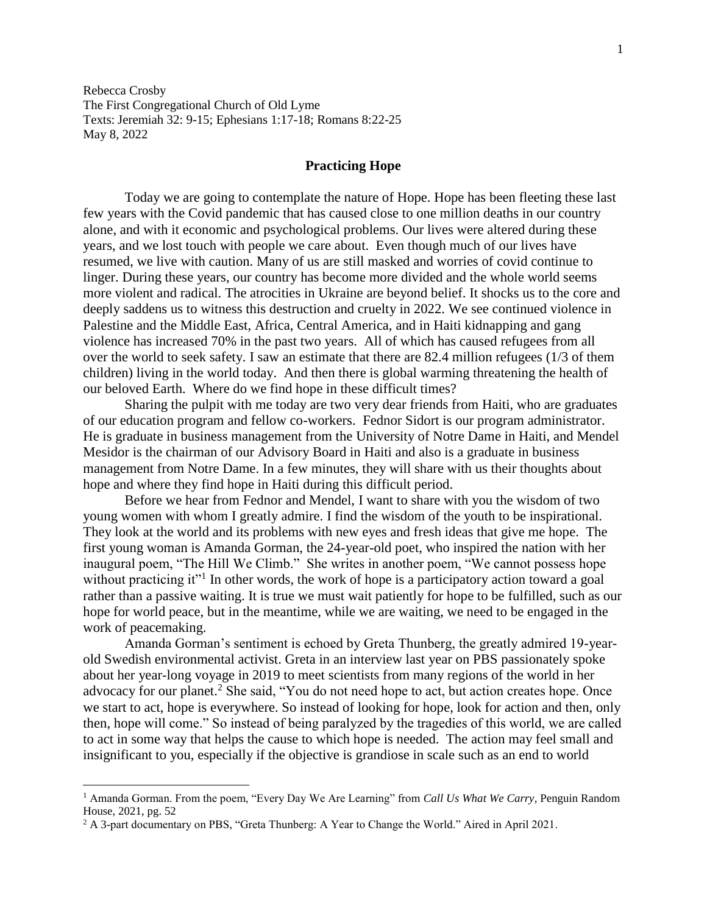Rebecca Crosby  
The First Congregational Church of Old Lyme  
Texts: Jeremiah 32: 9-15; Ephesians 1:17-18; Romans 8:22-25  
May 8, 2022

## Practicing Hope

Today we are going to contemplate the nature of Hope. Hope has been fleeting these last few years with the Covid pandemic that has caused close to one million deaths in our country alone, and with it economic and psychological problems. Our lives were altered during these years, and we lost touch with people we care about. Even though much of our lives have resumed, we live with caution. Many of us are still masked and worries of covid continue to linger. During these years, our country has become more divided and the whole world seems more violent and radical. The atrocities in Ukraine are beyond belief. It shocks us to the core and deeply saddens us to witness this destruction and cruelty in 2022. We see continued violence in Palestine and the Middle East, Africa, Central America, and in Haiti kidnapping and gang violence has increased 70% in the past two years. All of which has caused refugees from all over the world to seek safety. I saw an estimate that there are 82.4 million refugees (1/3 of them children) living in the world today. And then there is global warming threatening the health of our beloved Earth. Where do we find hope in these difficult times?

Sharing the pulpit with me today are two very dear friends from Haiti, who are graduates of our education program and fellow co-workers. Fednor Sidort is our program administrator. He is graduate in business management from the University of Notre Dame in Haiti, and Mendel Mesidor is the chairman of our Advisory Board in Haiti and also is a graduate in business management from Notre Dame. In a few minutes, they will share with us their thoughts about hope and where they find hope in Haiti during this difficult period.

Before we hear from Fednor and Mendel, I want to share with you the wisdom of two young women with whom I greatly admire. I find the wisdom of the youth to be inspirational. They look at the world and its problems with new eyes and fresh ideas that give me hope. The first young woman is Amanda Gorman, the 24-year-old poet, who inspired the nation with her inaugural poem, "The Hill We Climb." She writes in another poem, "We cannot possess hope without practicing it"[1] In other words, the work of hope is a participatory action toward a goal rather than a passive waiting. It is true we must wait patiently for hope to be fulfilled, such as our hope for world peace, but in the meantime, while we are waiting, we need to be engaged in the work of peacemaking.

Amanda Gorman's sentiment is echoed by Greta Thunberg, the greatly admired 19-year-old Swedish environmental activist. Greta in an interview last year on PBS passionately spoke about her year-long voyage in 2019 to meet scientists from many regions of the world in her advocacy for our planet.[2] She said, "You do not need hope to act, but action creates hope. Once we start to act, hope is everywhere. So instead of looking for hope, look for action and then, only then, hope will come." So instead of being paralyzed by the tragedies of this world, we are called to act in some way that helps the cause to which hope is needed. The action may feel small and insignificant to you, especially if the objective is grandiose in scale such as an end to world

---

[1] Amanda Gorman. From the poem, "Every Day We Are Learning" from *Call Us What We Carry*, Penguin Random House, 2021, pg. 52

[2] A 3-part documentary on PBS, "Greta Thunberg: A Year to Change the World." Aired in April 2021.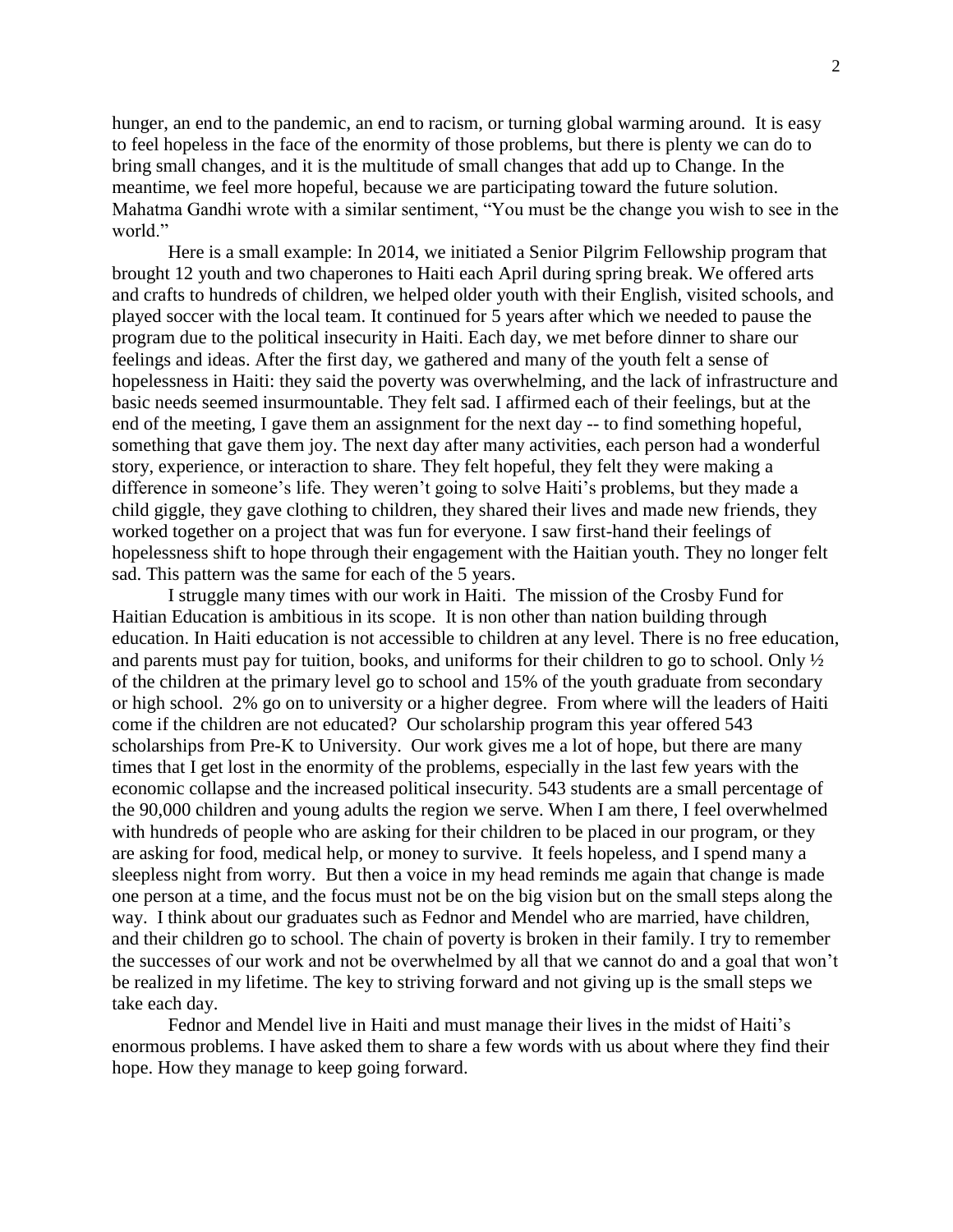hunger, an end to the pandemic, an end to racism, or turning global warming around. It is easy to feel hopeless in the face of the enormity of those problems, but there is plenty we can do to bring small changes, and it is the multitude of small changes that add up to Change. In the meantime, we feel more hopeful, because we are participating toward the future solution. Mahatma Gandhi wrote with a similar sentiment, "You must be the change you wish to see in the world."

Here is a small example: In 2014, we initiated a Senior Pilgrim Fellowship program that brought 12 youth and two chaperones to Haiti each April during spring break. We offered arts and crafts to hundreds of children, we helped older youth with their English, visited schools, and played soccer with the local team. It continued for 5 years after which we needed to pause the program due to the political insecurity in Haiti. Each day, we met before dinner to share our feelings and ideas. After the first day, we gathered and many of the youth felt a sense of hopelessness in Haiti: they said the poverty was overwhelming, and the lack of infrastructure and basic needs seemed insurmountable. They felt sad. I affirmed each of their feelings, but at the end of the meeting, I gave them an assignment for the next day -- to find something hopeful, something that gave them joy. The next day after many activities, each person had a wonderful story, experience, or interaction to share. They felt hopeful, they felt they were making a difference in someone's life. They weren't going to solve Haiti's problems, but they made a child giggle, they gave clothing to children, they shared their lives and made new friends, they worked together on a project that was fun for everyone. I saw first-hand their feelings of hopelessness shift to hope through their engagement with the Haitian youth. They no longer felt sad. This pattern was the same for each of the 5 years.

I struggle many times with our work in Haiti. The mission of the Crosby Fund for Haitian Education is ambitious in its scope. It is non other than nation building through education. In Haiti education is not accessible to children at any level. There is no free education, and parents must pay for tuition, books, and uniforms for their children to go to school. Only ½ of the children at the primary level go to school and 15% of the youth graduate from secondary or high school. 2% go on to university or a higher degree. From where will the leaders of Haiti come if the children are not educated? Our scholarship program this year offered 543 scholarships from Pre-K to University. Our work gives me a lot of hope, but there are many times that I get lost in the enormity of the problems, especially in the last few years with the economic collapse and the increased political insecurity. 543 students are a small percentage of the 90,000 children and young adults the region we serve. When I am there, I feel overwhelmed with hundreds of people who are asking for their children to be placed in our program, or they are asking for food, medical help, or money to survive. It feels hopeless, and I spend many a sleepless night from worry. But then a voice in my head reminds me again that change is made one person at a time, and the focus must not be on the big vision but on the small steps along the way. I think about our graduates such as Fednor and Mendel who are married, have children, and their children go to school. The chain of poverty is broken in their family. I try to remember the successes of our work and not be overwhelmed by all that we cannot do and a goal that won't be realized in my lifetime. The key to striving forward and not giving up is the small steps we take each day.

Fednor and Mendel live in Haiti and must manage their lives in the midst of Haiti's enormous problems. I have asked them to share a few words with us about where they find their hope. How they manage to keep going forward.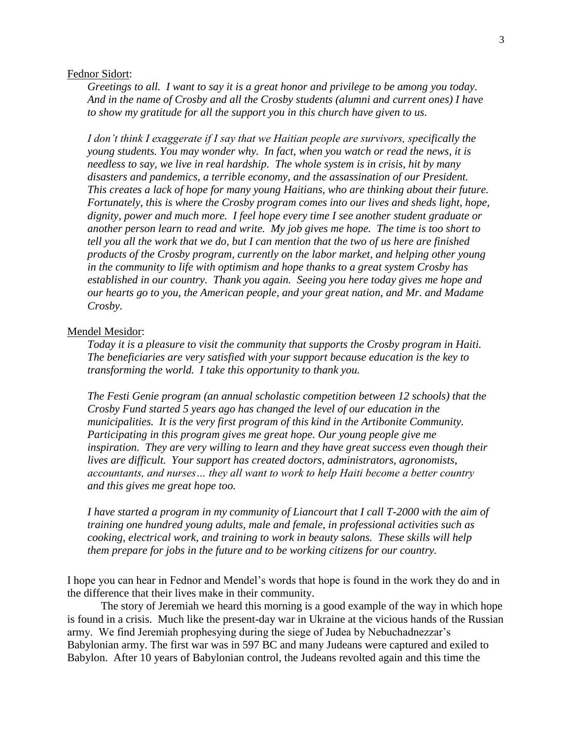<u>Fednor Sidort</u>:

*Greetings to all. I want to say it is a great honor and privilege to be among you today. And in the name of Crosby and all the Crosby students (alumni and current ones) I have to show my gratitude for all the support you in this church have given to us.*

*I don't think I exaggerate if I say that we Haitian people are survivors, specifically the young students. You may wonder why. In fact, when you watch or read the news, it is needless to say, we live in real hardship. The whole system is in crisis, hit by many disasters and pandemics, a terrible economy, and the assassination of our President. This creates a lack of hope for many young Haitians, who are thinking about their future. Fortunately, this is where the Crosby program comes into our lives and sheds light, hope, dignity, power and much more. I feel hope every time I see another student graduate or another person learn to read and write. My job gives me hope. The time is too short to tell you all the work that we do, but I can mention that the two of us here are finished products of the Crosby program, currently on the labor market, and helping other young in the community to life with optimism and hope thanks to a great system Crosby has established in our country. Thank you again. Seeing you here today gives me hope and our hearts go to you, the American people, and your great nation, and Mr. and Madame Crosby.*

<u>Mendel Mesidor</u>:

*Today it is a pleasure to visit the community that supports the Crosby program in Haiti. The beneficiaries are very satisfied with your support because education is the key to transforming the world. I take this opportunity to thank you.*

*The Festi Genie program (an annual scholastic competition between 12 schools) that the Crosby Fund started 5 years ago has changed the level of our education in the municipalities. It is the very first program of this kind in the Artibonite Community. Participating in this program gives me great hope. Our young people give me inspiration. They are very willing to learn and they have great success even though their lives are difficult. Your support has created doctors, administrators, agronomists, accountants, and nurses… they all want to work to help Haiti become a better country and this gives me great hope too.*

*I have started a program in my community of Liancourt that I call T-2000 with the aim of training one hundred young adults, male and female, in professional activities such as cooking, electrical work, and training to work in beauty salons. These skills will help them prepare for jobs in the future and to be working citizens for our country.*

I hope you can hear in Fednor and Mendel's words that hope is found in the work they do and in the difference that their lives make in their community.

The story of Jeremiah we heard this morning is a good example of the way in which hope is found in a crisis. Much like the present-day war in Ukraine at the vicious hands of the Russian army. We find Jeremiah prophesying during the siege of Judea by Nebuchadnezzar's Babylonian army. The first war was in 597 BC and many Judeans were captured and exiled to Babylon. After 10 years of Babylonian control, the Judeans revolted again and this time the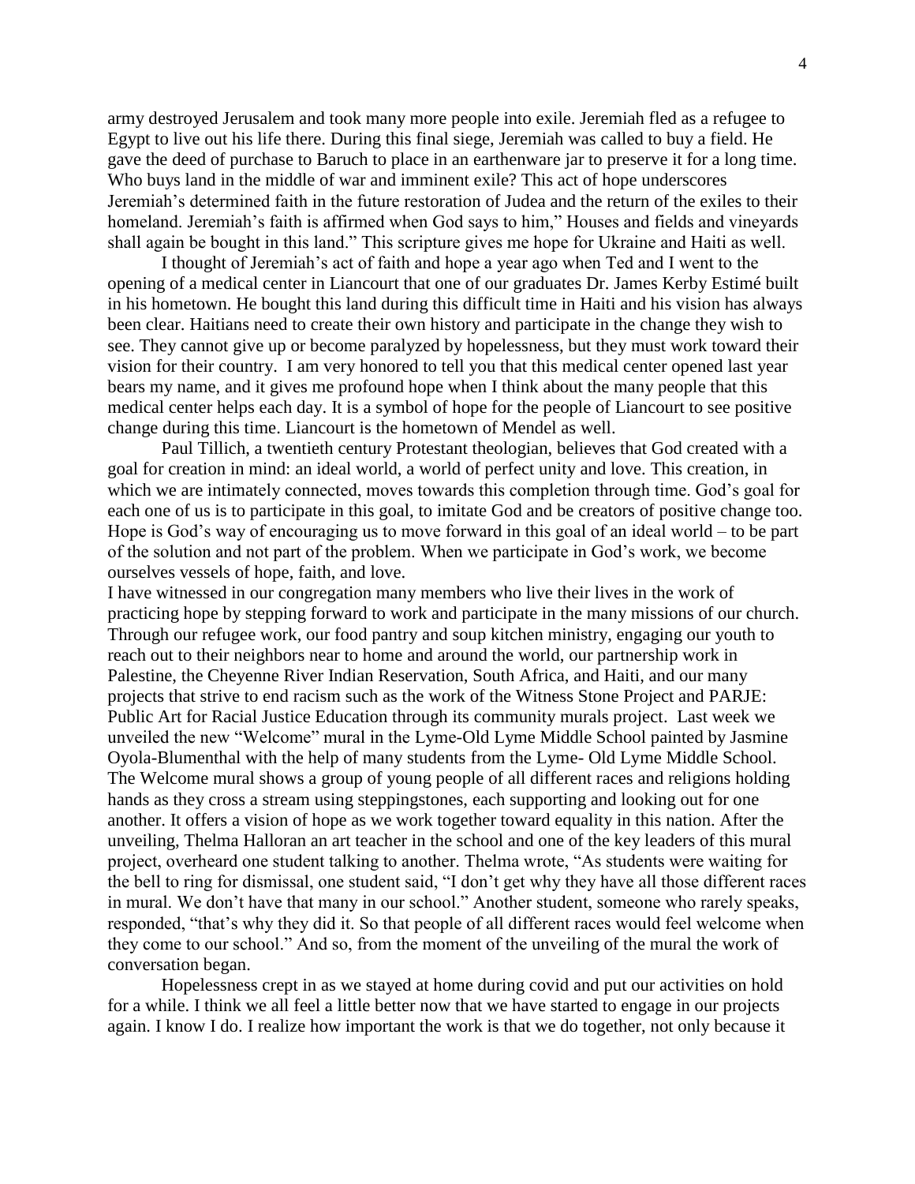army destroyed Jerusalem and took many more people into exile. Jeremiah fled as a refugee to Egypt to live out his life there. During this final siege, Jeremiah was called to buy a field. He gave the deed of purchase to Baruch to place in an earthenware jar to preserve it for a long time. Who buys land in the middle of war and imminent exile? This act of hope underscores Jeremiah's determined faith in the future restoration of Judea and the return of the exiles to their homeland. Jeremiah's faith is affirmed when God says to him," Houses and fields and vineyards shall again be bought in this land." This scripture gives me hope for Ukraine and Haiti as well.

I thought of Jeremiah's act of faith and hope a year ago when Ted and I went to the opening of a medical center in Liancourt that one of our graduates Dr. James Kerby Estimé built in his hometown. He bought this land during this difficult time in Haiti and his vision has always been clear. Haitians need to create their own history and participate in the change they wish to see. They cannot give up or become paralyzed by hopelessness, but they must work toward their vision for their country. I am very honored to tell you that this medical center opened last year bears my name, and it gives me profound hope when I think about the many people that this medical center helps each day. It is a symbol of hope for the people of Liancourt to see positive change during this time. Liancourt is the hometown of Mendel as well.

Paul Tillich, a twentieth century Protestant theologian, believes that God created with a goal for creation in mind: an ideal world, a world of perfect unity and love. This creation, in which we are intimately connected, moves towards this completion through time. God's goal for each one of us is to participate in this goal, to imitate God and be creators of positive change too. Hope is God's way of encouraging us to move forward in this goal of an ideal world – to be part of the solution and not part of the problem. When we participate in God's work, we become ourselves vessels of hope, faith, and love.

I have witnessed in our congregation many members who live their lives in the work of practicing hope by stepping forward to work and participate in the many missions of our church. Through our refugee work, our food pantry and soup kitchen ministry, engaging our youth to reach out to their neighbors near to home and around the world, our partnership work in Palestine, the Cheyenne River Indian Reservation, South Africa, and Haiti, and our many projects that strive to end racism such as the work of the Witness Stone Project and PARJE: Public Art for Racial Justice Education through its community murals project. Last week we unveiled the new "Welcome" mural in the Lyme-Old Lyme Middle School painted by Jasmine Oyola-Blumenthal with the help of many students from the Lyme- Old Lyme Middle School. The Welcome mural shows a group of young people of all different races and religions holding hands as they cross a stream using steppingstones, each supporting and looking out for one another. It offers a vision of hope as we work together toward equality in this nation. After the unveiling, Thelma Halloran an art teacher in the school and one of the key leaders of this mural project, overheard one student talking to another. Thelma wrote, "As students were waiting for the bell to ring for dismissal, one student said, "I don't get why they have all those different races in mural. We don't have that many in our school." Another student, someone who rarely speaks, responded, "that's why they did it. So that people of all different races would feel welcome when they come to our school." And so, from the moment of the unveiling of the mural the work of conversation began.

Hopelessness crept in as we stayed at home during covid and put our activities on hold for a while. I think we all feel a little better now that we have started to engage in our projects again. I know I do. I realize how important the work is that we do together, not only because it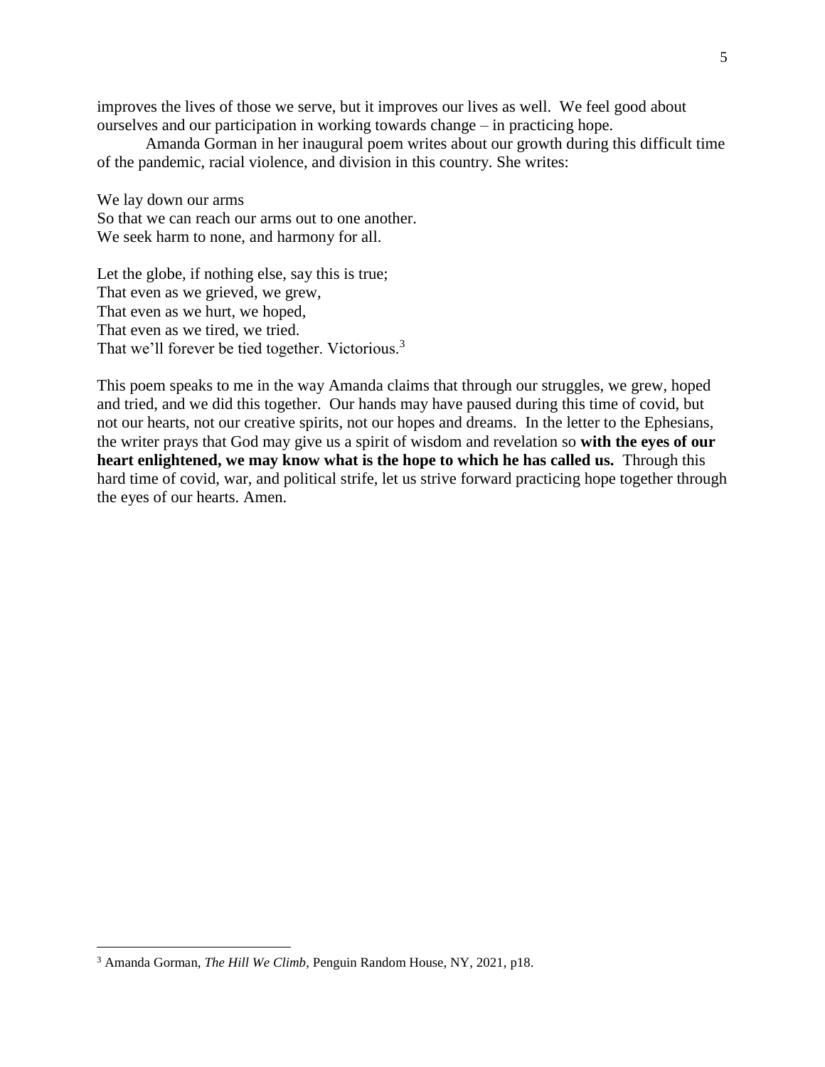improves the lives of those we serve, but it improves our lives as well. We feel good about ourselves and our participation in working towards change – in practicing hope.

Amanda Gorman in her inaugural poem writes about our growth during this difficult time of the pandemic, racial violence, and division in this country. She writes:

We lay down our arms  
So that we can reach our arms out to one another.  
We seek harm to none, and harmony for all.

Let the globe, if nothing else, say this is true;  
That even as we grieved, we grew,  
That even as we hurt, we hoped,  
That even as we tired, we tried.  
That we'll forever be tied together. Victorious.[3]

This poem speaks to me in the way Amanda claims that through our struggles, we grew, hoped and tried, and we did this together. Our hands may have paused during this time of covid, but not our hearts, not our creative spirits, not our hopes and dreams. In the letter to the Ephesians, the writer prays that God may give us a spirit of wisdom and revelation so **with the eyes of our heart enlightened, we may know what is the hope to which he has called us.** Through this hard time of covid, war, and political strife, let us strive forward practicing hope together through the eyes of our hearts. Amen.

---

[3] Amanda Gorman, *The Hill We Climb*, Penguin Random House, NY, 2021, p18.